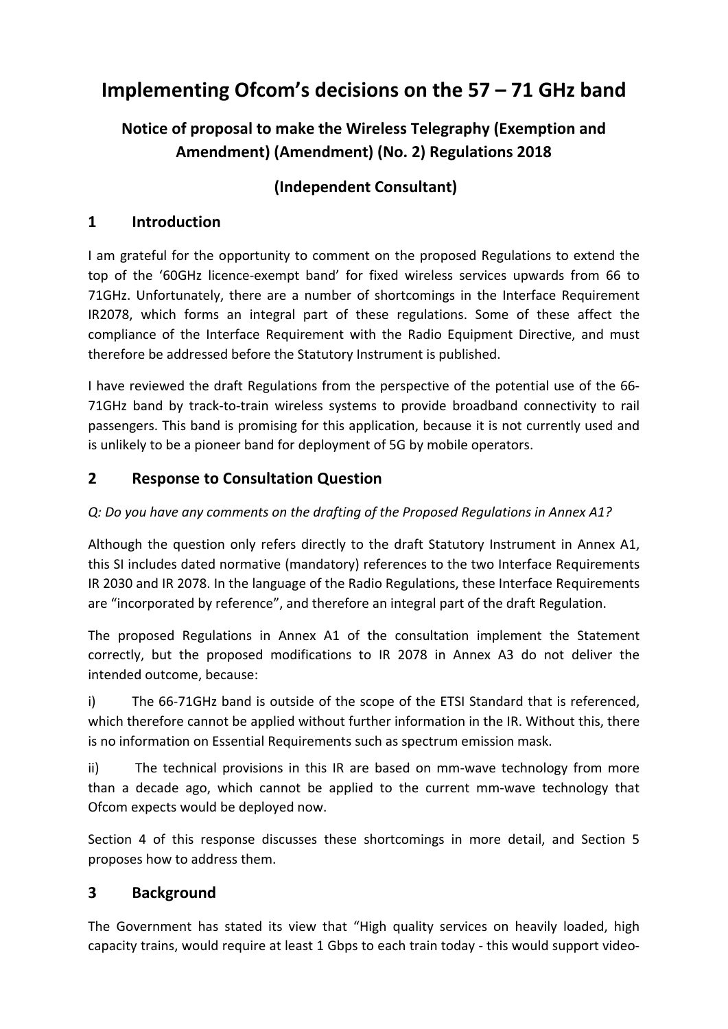# Implementing Ofcom's decisions on the 57 – 71 GHz band

## Notice of proposal to make the Wireless Telegraphy (Exemption and Amendment) (Amendment) (No. 2) Regulations 2018

## (Independent Consultant)

## 1 Introduction

I am grateful for the opportunity to comment on the proposed Regulations to extend the top of the '60GHz licence-exempt band' for fixed wireless services upwards from 66 to 71GHz. Unfortunately, there are a number of shortcomings in the Interface Requirement IR2078, which forms an integral part of these regulations. Some of these affect the compliance of the Interface Requirement with the Radio Equipment Directive, and must therefore be addressed before the Statutory Instrument is published.

I have reviewed the draft Regulations from the perspective of the potential use of the 66-71GHz band by track-to-train wireless systems to provide broadband connectivity to rail passengers. This band is promising for this application, because it is not currently used and is unlikely to be a pioneer band for deployment of 5G by mobile operators.

## 2 Response to Consultation Question

*Q: Do you have any comments on the drafting of the Proposed Regulations in Annex A1?*

Although the question only refers directly to the draft Statutory Instrument in Annex A1, this SI includes dated normative (mandatory) references to the two Interface Requirements IR 2030 and IR 2078. In the language of the Radio Regulations, these Interface Requirements are "incorporated by reference", and therefore an integral part of the draft Regulation.

The proposed Regulations in Annex A1 of the consultation implement the Statement correctly, but the proposed modifications to IR 2078 in Annex A3 do not deliver the intended outcome, because:

i) The 66-71GHz band is outside of the scope of the ETSI Standard that is referenced, which therefore cannot be applied without further information in the IR. Without this, there is no information on Essential Requirements such as spectrum emission mask.

ii) The technical provisions in this IR are based on mm-wave technology from more than a decade ago, which cannot be applied to the current mm-wave technology that Ofcom expects would be deployed now.

Section 4 of this response discusses these shortcomings in more detail, and Section 5 proposes how to address them.

## 3 Background

The Government has stated its view that "High quality services on heavily loaded, high capacity trains, would require at least 1 Gbps to each train today - this would support video-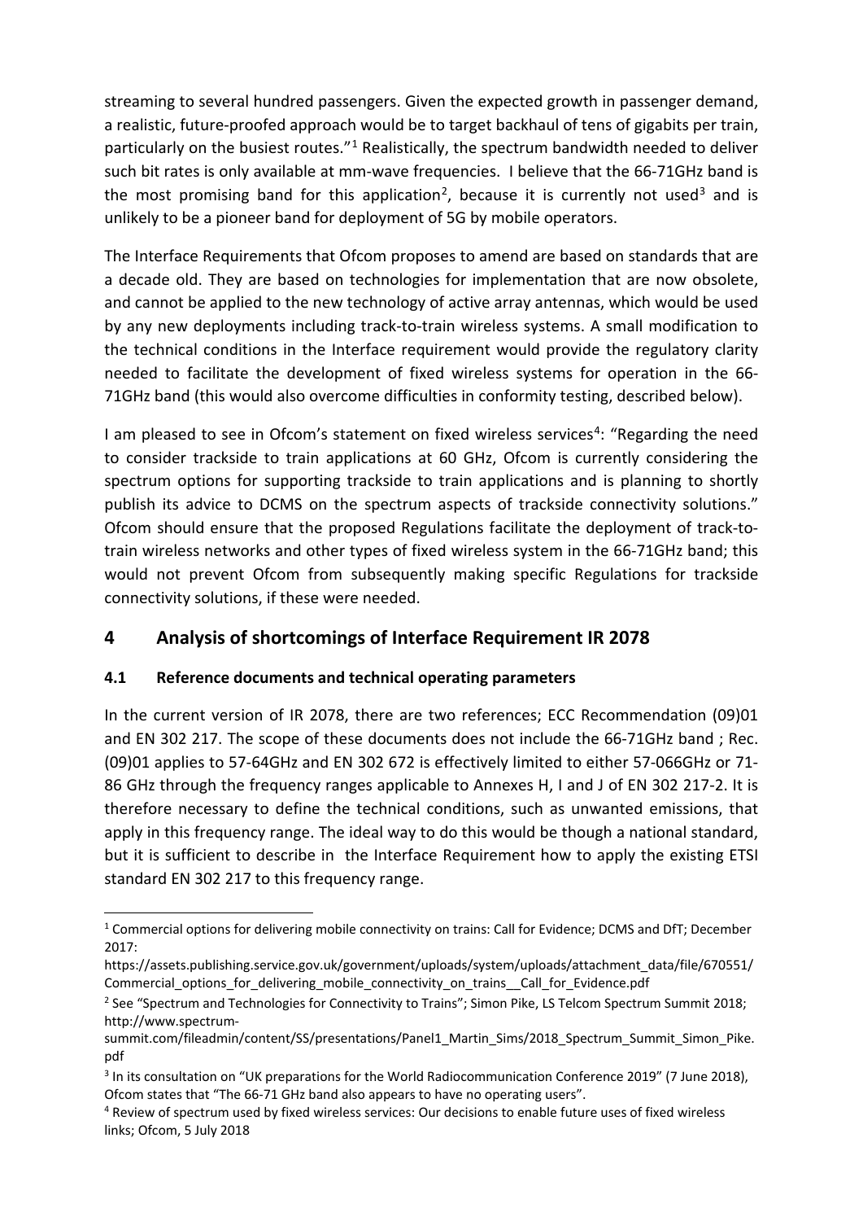streaming to several hundred passengers. Given the expected growth in passenger demand, a realistic, future-proofed approach would be to target backhaul of tens of gigabits per train, particularly on the busiest routes."[1] Realistically, the spectrum bandwidth needed to deliver such bit rates is only available at mm-wave frequencies. I believe that the 66-71GHz band is the most promising band for this application[2], because it is currently not used[3] and is unlikely to be a pioneer band for deployment of 5G by mobile operators.

The Interface Requirements that Ofcom proposes to amend are based on standards that are a decade old. They are based on technologies for implementation that are now obsolete, and cannot be applied to the new technology of active array antennas, which would be used by any new deployments including track-to-train wireless systems. A small modification to the technical conditions in the Interface requirement would provide the regulatory clarity needed to facilitate the development of fixed wireless systems for operation in the 66-71GHz band (this would also overcome difficulties in conformity testing, described below).

I am pleased to see in Ofcom's statement on fixed wireless services[4]: "Regarding the need to consider trackside to train applications at 60 GHz, Ofcom is currently considering the spectrum options for supporting trackside to train applications and is planning to shortly publish its advice to DCMS on the spectrum aspects of trackside connectivity solutions." Ofcom should ensure that the proposed Regulations facilitate the deployment of track-to-train wireless networks and other types of fixed wireless system in the 66-71GHz band; this would not prevent Ofcom from subsequently making specific Regulations for trackside connectivity solutions, if these were needed.

## 4 Analysis of shortcomings of Interface Requirement IR 2078

### 4.1 Reference documents and technical operating parameters

In the current version of IR 2078, there are two references; ECC Recommendation (09)01 and EN 302 217. The scope of these documents does not include the 66-71GHz band ; Rec. (09)01 applies to 57-64GHz and EN 302 672 is effectively limited to either 57-066GHz or 71-86 GHz through the frequency ranges applicable to Annexes H, I and J of EN 302 217-2. It is therefore necessary to define the technical conditions, such as unwanted emissions, that apply in this frequency range. The ideal way to do this would be though a national standard, but it is sufficient to describe in the Interface Requirement how to apply the existing ETSI standard EN 302 217 to this frequency range.

---

[1] Commercial options for delivering mobile connectivity on trains: Call for Evidence; DCMS and DfT; December 2017: https://assets.publishing.service.gov.uk/government/uploads/system/uploads/attachment_data/file/670551/Commercial_options_for_delivering_mobile_connectivity_on_trains__Call_for_Evidence.pdf

[2] See "Spectrum and Technologies for Connectivity to Trains"; Simon Pike, LS Telcom Spectrum Summit 2018; http://www.spectrum-summit.com/fileadmin/content/SS/presentations/Panel1_Martin_Sims/2018_Spectrum_Summit_Simon_Pike.pdf

[3] In its consultation on "UK preparations for the World Radiocommunication Conference 2019" (7 June 2018), Ofcom states that "The 66-71 GHz band also appears to have no operating users".

[4] Review of spectrum used by fixed wireless services: Our decisions to enable future uses of fixed wireless links; Ofcom, 5 July 2018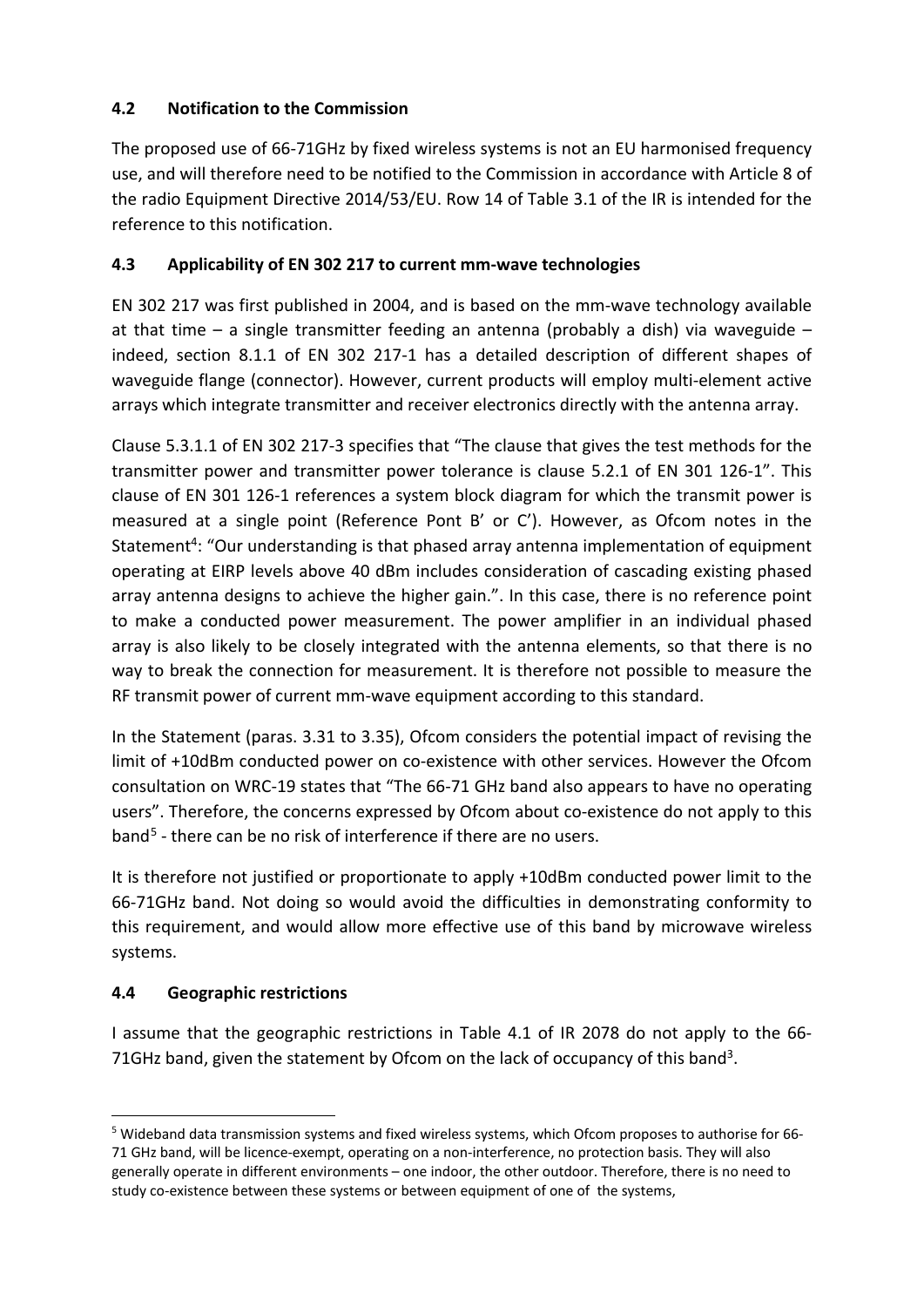### 4.2 Notification to the Commission

The proposed use of 66-71GHz by fixed wireless systems is not an EU harmonised frequency use, and will therefore need to be notified to the Commission in accordance with Article 8 of the radio Equipment Directive 2014/53/EU. Row 14 of Table 3.1 of the IR is intended for the reference to this notification.

### 4.3 Applicability of EN 302 217 to current mm-wave technologies

EN 302 217 was first published in 2004, and is based on the mm-wave technology available at that time – a single transmitter feeding an antenna (probably a dish) via waveguide – indeed, section 8.1.1 of EN 302 217-1 has a detailed description of different shapes of waveguide flange (connector). However, current products will employ multi-element active arrays which integrate transmitter and receiver electronics directly with the antenna array.

Clause 5.3.1.1 of EN 302 217-3 specifies that "The clause that gives the test methods for the transmitter power and transmitter power tolerance is clause 5.2.1 of EN 301 126-1". This clause of EN 301 126-1 references a system block diagram for which the transmit power is measured at a single point (Reference Pont B' or C'). However, as Ofcom notes in the Statement[4]: "Our understanding is that phased array antenna implementation of equipment operating at EIRP levels above 40 dBm includes consideration of cascading existing phased array antenna designs to achieve the higher gain.". In this case, there is no reference point to make a conducted power measurement. The power amplifier in an individual phased array is also likely to be closely integrated with the antenna elements, so that there is no way to break the connection for measurement. It is therefore not possible to measure the RF transmit power of current mm-wave equipment according to this standard.

In the Statement (paras. 3.31 to 3.35), Ofcom considers the potential impact of revising the limit of +10dBm conducted power on co-existence with other services. However the Ofcom consultation on WRC-19 states that "The 66-71 GHz band also appears to have no operating users". Therefore, the concerns expressed by Ofcom about co-existence do not apply to this band[5] - there can be no risk of interference if there are no users.

It is therefore not justified or proportionate to apply +10dBm conducted power limit to the 66-71GHz band. Not doing so would avoid the difficulties in demonstrating conformity to this requirement, and would allow more effective use of this band by microwave wireless systems.

### 4.4 Geographic restrictions

I assume that the geographic restrictions in Table 4.1 of IR 2078 do not apply to the 66-71GHz band, given the statement by Ofcom on the lack of occupancy of this band[3].

---

[5] Wideband data transmission systems and fixed wireless systems, which Ofcom proposes to authorise for 66-71 GHz band, will be licence-exempt, operating on a non-interference, no protection basis. They will also generally operate in different environments – one indoor, the other outdoor. Therefore, there is no need to study co-existence between these systems or between equipment of one of the systems,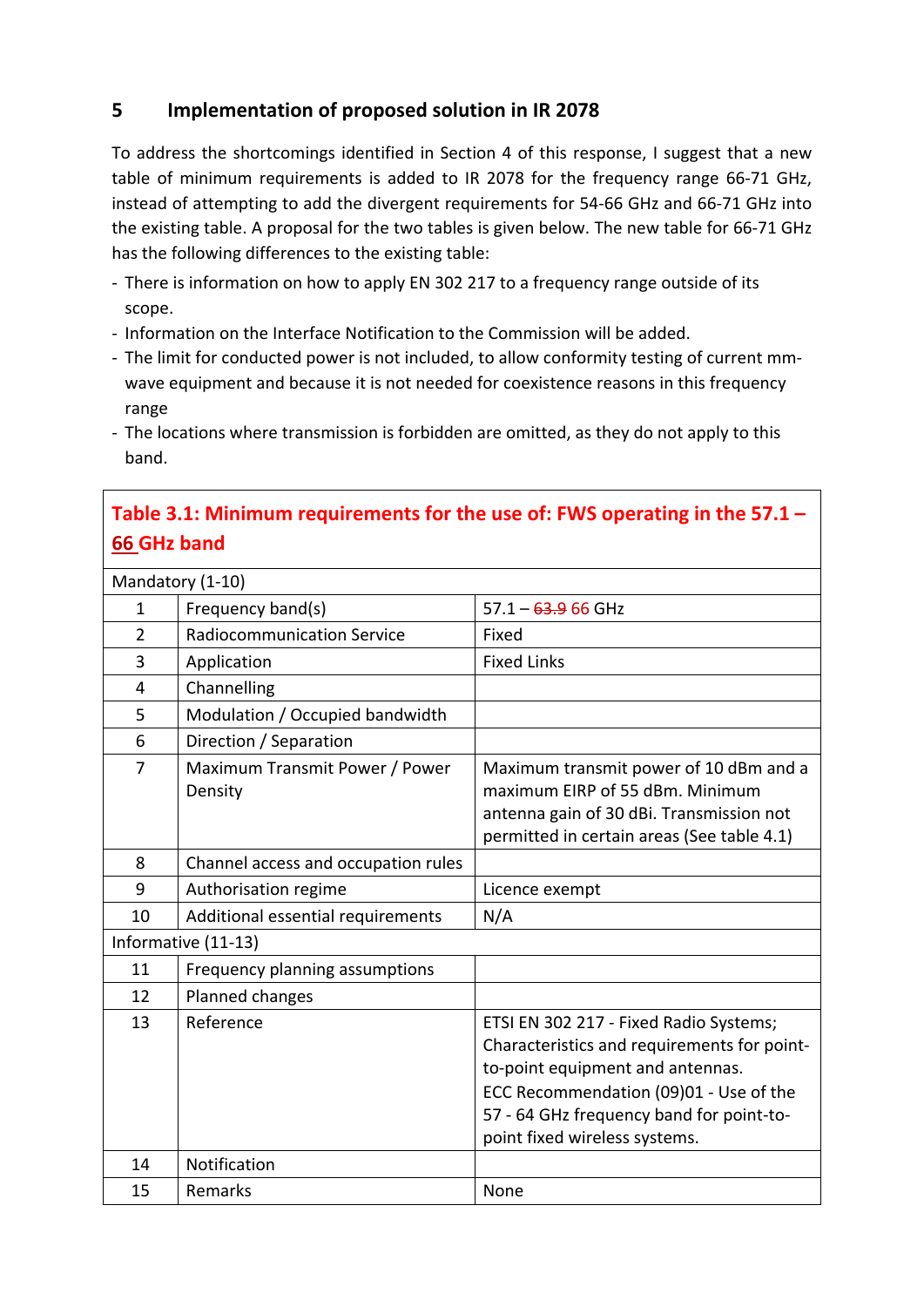## 5 Implementation of proposed solution in IR 2078

To address the shortcomings identified in Section 4 of this response, I suggest that a new table of minimum requirements is added to IR 2078 for the frequency range 66-71 GHz, instead of attempting to add the divergent requirements for 54-66 GHz and 66-71 GHz into the existing table. A proposal for the two tables is given below. The new table for 66-71 GHz has the following differences to the existing table:

- There is information on how to apply EN 302 217 to a frequency range outside of its scope.
- Information on the Interface Notification to the Commission will be added.
- The limit for conducted power is not included, to allow conformity testing of current mm-wave equipment and because it is not needed for coexistence reasons in this frequency range
- The locations where transmission is forbidden are omitted, as they do not apply to this band.

| **Table 3.1: Minimum requirements for the use of: FWS operating in the 57.1 – 66 GHz band** | | |
|---|---|---|
| Mandatory (1-10) | | |
| 1 | Frequency band(s) | 57.1 – ~~63.9~~ 66 GHz |
| 2 | Radiocommunication Service | Fixed |
| 3 | Application | Fixed Links |
| 4 | Channelling | |
| 5 | Modulation / Occupied bandwidth | |
| 6 | Direction / Separation | |
| 7 | Maximum Transmit Power / Power Density | Maximum transmit power of 10 dBm and a maximum EIRP of 55 dBm. Minimum antenna gain of 30 dBi. Transmission not permitted in certain areas (See table 4.1) |
| 8 | Channel access and occupation rules | |
| 9 | Authorisation regime | Licence exempt |
| 10 | Additional essential requirements | N/A |
| Informative (11-13) | | |
| 11 | Frequency planning assumptions | |
| 12 | Planned changes | |
| 13 | Reference | ETSI EN 302 217 - Fixed Radio Systems; Characteristics and requirements for point-to-point equipment and antennas.<br>ECC Recommendation (09)01 - Use of the 57 - 64 GHz frequency band for point-to-point fixed wireless systems. |
| 14 | Notification | |
| 15 | Remarks | None |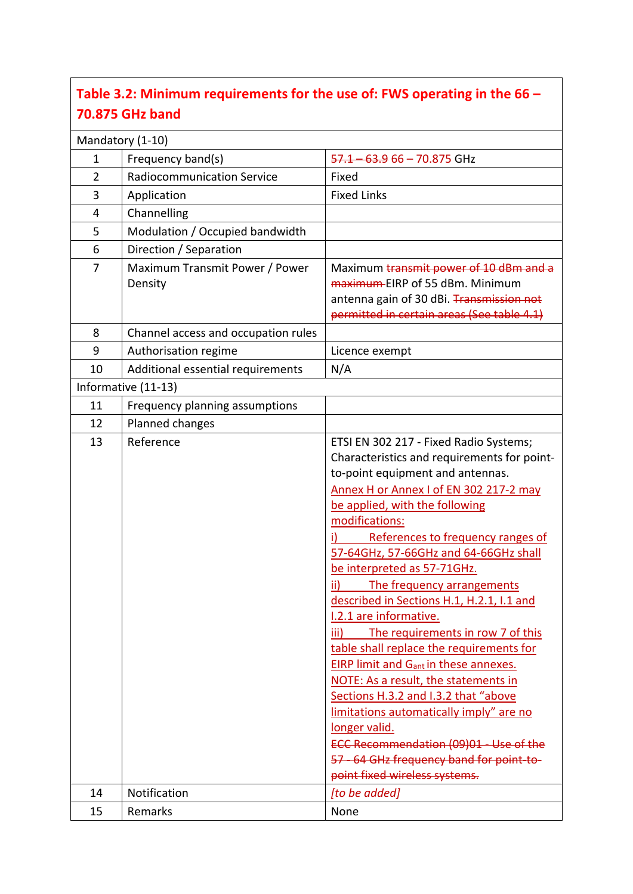| **Table 3.2: Minimum requirements for the use of: FWS operating in the 66 – 70.875 GHz band** | | |
|---|---|---|
| Mandatory (1-10) | | |
| 1 | Frequency band(s) | ~~57.1 – 63.9~~ 66 – 70.875 GHz |
| 2 | Radiocommunication Service | Fixed |
| 3 | Application | Fixed Links |
| 4 | Channelling | |
| 5 | Modulation / Occupied bandwidth | |
| 6 | Direction / Separation | |
| 7 | Maximum Transmit Power / Power Density | Maximum ~~transmit power of 10 dBm and a maximum~~ EIRP of 55 dBm. Minimum antenna gain of 30 dBi. ~~Transmission not permitted in certain areas (See table 4.1)~~ |
| 8 | Channel access and occupation rules | |
| 9 | Authorisation regime | Licence exempt |
| 10 | Additional essential requirements | N/A |
| Informative (11-13) | | |
| 11 | Frequency planning assumptions | |
| 12 | Planned changes | |
| 13 | Reference | ETSI EN 302 217 - Fixed Radio Systems; Characteristics and requirements for point-to-point equipment and antennas.<br>Annex H or Annex I of EN 302 217-2 may be applied, with the following modifications:<br>i) References to frequency ranges of 57-64GHz, 57-66GHz and 64-66GHz shall be interpreted as 57-71GHz.<br>ii) The frequency arrangements described in Sections H.1, H.2.1, I.1 and I.2.1 are informative.<br>iii) The requirements in row 7 of this table shall replace the requirements for EIRP limit and $G_{ant}$ in these annexes.<br>NOTE: As a result, the statements in Sections H.3.2 and I.3.2 that “above limitations automatically imply” are no longer valid.<br>~~ECC Recommendation (09)01 - Use of the 57 - 64 GHz frequency band for point-to-point fixed wireless systems.~~ |
| 14 | Notification | *[to be added]* |
| 15 | Remarks | None |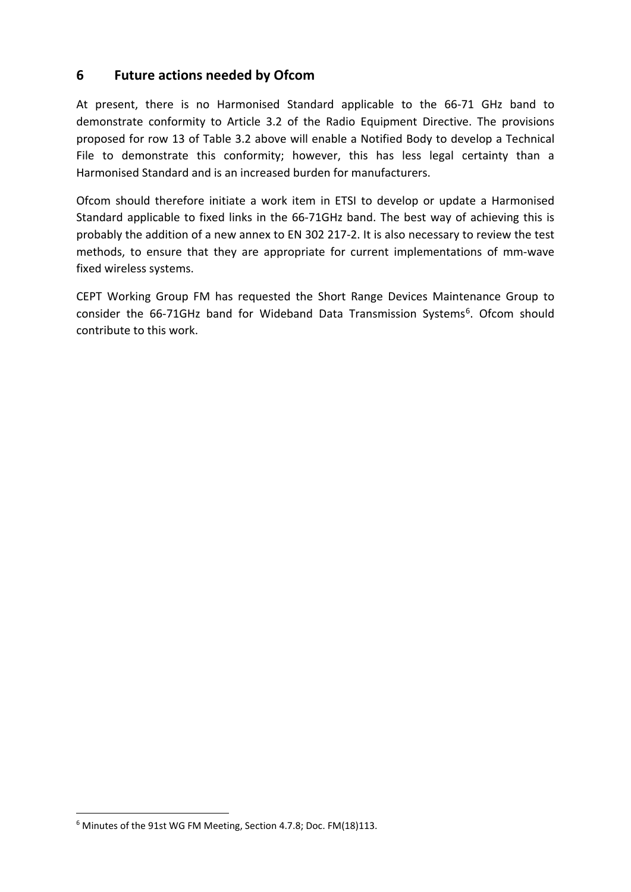## 6 Future actions needed by Ofcom

At present, there is no Harmonised Standard applicable to the 66-71 GHz band to demonstrate conformity to Article 3.2 of the Radio Equipment Directive. The provisions proposed for row 13 of Table 3.2 above will enable a Notified Body to develop a Technical File to demonstrate this conformity; however, this has less legal certainty than a Harmonised Standard and is an increased burden for manufacturers.

Ofcom should therefore initiate a work item in ETSI to develop or update a Harmonised Standard applicable to fixed links in the 66-71GHz band. The best way of achieving this is probably the addition of a new annex to EN 302 217-2. It is also necessary to review the test methods, to ensure that they are appropriate for current implementations of mm-wave fixed wireless systems.

CEPT Working Group FM has requested the Short Range Devices Maintenance Group to consider the 66-71GHz band for Wideband Data Transmission Systems[6]. Ofcom should contribute to this work.

[6] Minutes of the 91st WG FM Meeting, Section 4.7.8; Doc. FM(18)113.